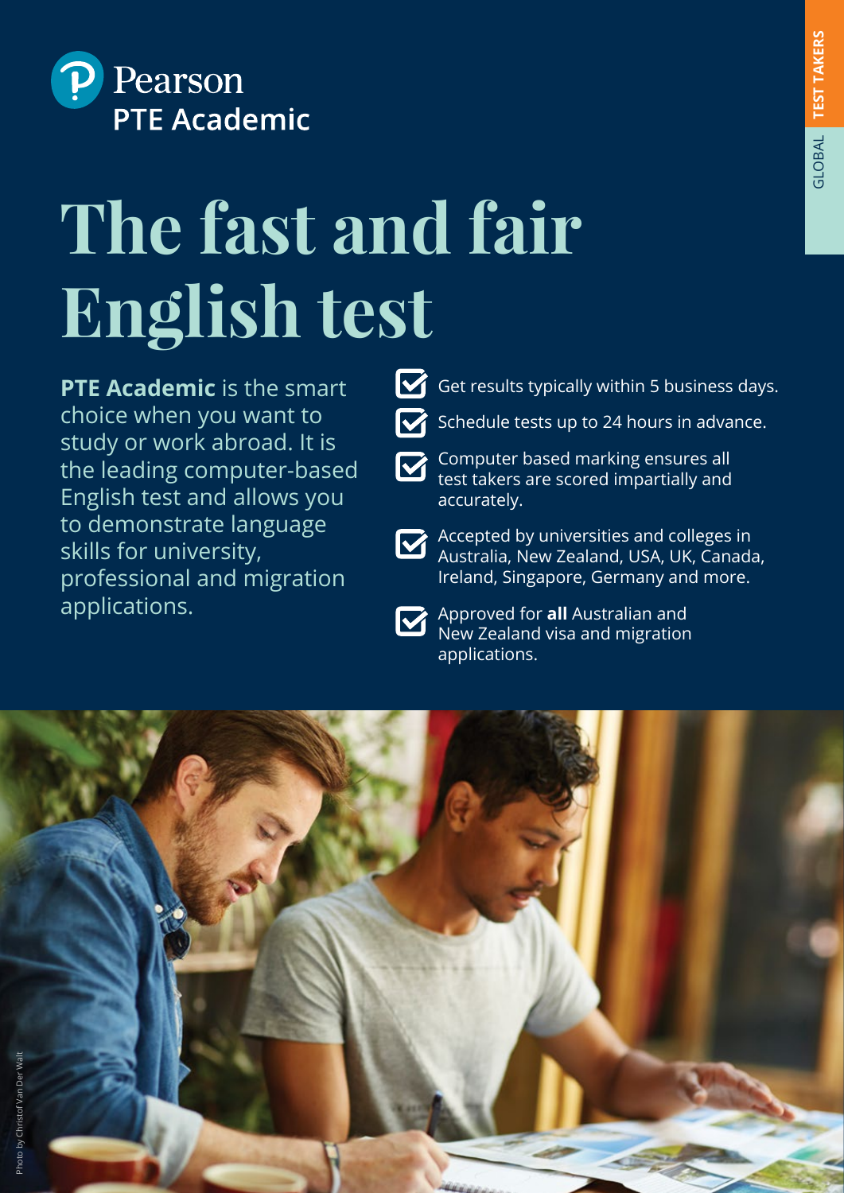Pearson
PTE Academic

TEST TAKERS
GLOBAL

# The fast and fair English test

**PTE Academic** is the smart choice when you want to study or work abroad. It is the leading computer-based English test and allows you to demonstrate language skills for university, professional and migration applications.

- Get results typically within 5 business days.
- Schedule tests up to 24 hours in advance.
- Computer based marking ensures all test takers are scored impartially and accurately.
- Accepted by universities and colleges in Australia, New Zealand, USA, UK, Canada, Ireland, Singapore, Germany and more.
- Approved for **all** Australian and New Zealand visa and migration applications.

Photo by Christof Van Der Walt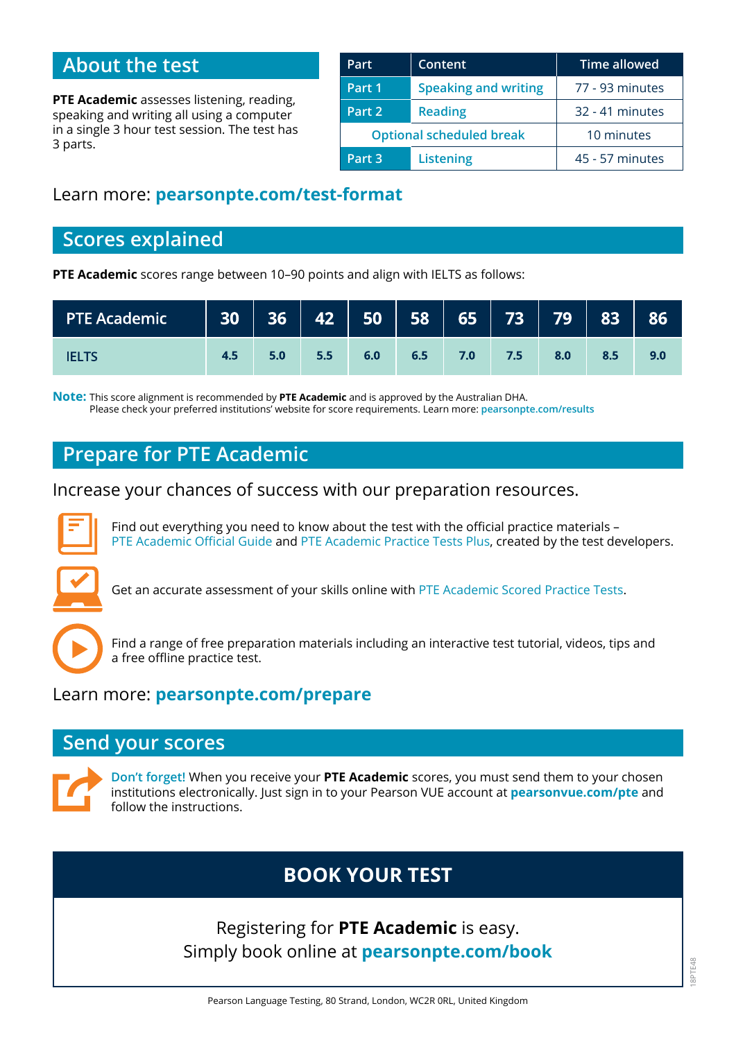## About the test

**PTE Academic** assesses listening, reading, speaking and writing all using a computer in a single 3 hour test session. The test has 3 parts.

| Part | Content | Time allowed |
|---|---|---|
| Part 1 | Speaking and writing | 77 - 93 minutes |
| Part 2 | Reading | 32 - 41 minutes |
| | Optional scheduled break | 10 minutes |
| Part 3 | Listening | 45 - 57 minutes |

Learn more: **pearsonpte.com/test-format**

## Scores explained

**PTE Academic** scores range between 10–90 points and align with IELTS as follows:

| PTE Academic | 30 | 36 | 42 | 50 | 58 | 65 | 73 | 79 | 83 | 86 |
|---|---|---|---|---|---|---|---|---|---|---|
| IELTS | 4.5 | 5.0 | 5.5 | 6.0 | 6.5 | 7.0 | 7.5 | 8.0 | 8.5 | 9.0 |

**Note:** This score alignment is recommended by **PTE Academic** and is approved by the Australian DHA. Please check your preferred institutions' website for score requirements. Learn more: pearsonpte.com/results

## Prepare for PTE Academic

Increase your chances of success with our preparation resources.

Find out everything you need to know about the test with the official practice materials – PTE Academic Official Guide and PTE Academic Practice Tests Plus, created by the test developers.

Get an accurate assessment of your skills online with PTE Academic Scored Practice Tests.

Find a range of free preparation materials including an interactive test tutorial, videos, tips and a free offline practice test.

Learn more: **pearsonpte.com/prepare**

## Send your scores

Don't forget! When you receive your **PTE Academic** scores, you must send them to your chosen institutions electronically. Just sign in to your Pearson VUE account at **pearsonvue.com/pte** and follow the instructions.

## BOOK YOUR TEST

Registering for **PTE Academic** is easy.
Simply book online at **pearsonpte.com/book**

Pearson Language Testing, 80 Strand, London, WC2R 0RL, United Kingdom

18PTE48